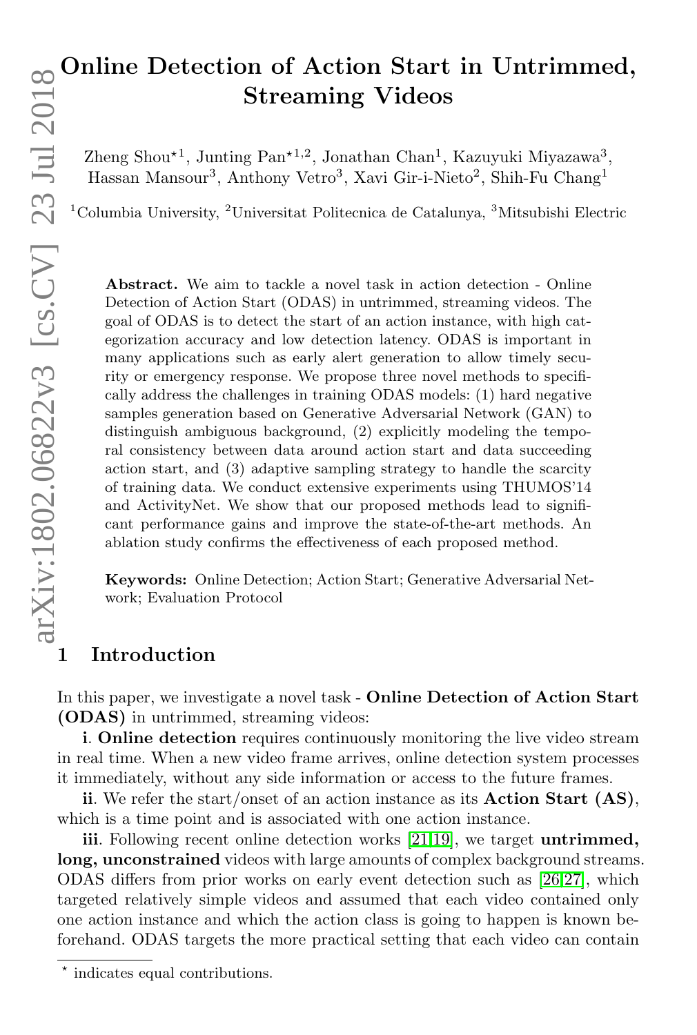# Online Detection of Action Start in Untrimmed, Streaming Videos

Zheng Shou⋆[1], Junting Pan⋆[1,2], Jonathan Chan[1], Kazuyuki Miyazawa[3], Hassan Mansour[3], Anthony Vetro[3], Xavi Giró-i-Nieto[2], Shih-Fu Chang[1]

[1]Columbia University, [2]Universitat Politecnica de Catalunya, [3]Mitsubishi Electric

**Abstract.** We aim to tackle a novel task in action detection - Online Detection of Action Start (ODAS) in untrimmed, streaming videos. The goal of ODAS is to detect the start of an action instance, with high categorization accuracy and low detection latency. ODAS is important in many applications such as early alert generation to allow timely security or emergency response. We propose three novel methods to specifically address the challenges in training ODAS models: (1) hard negative samples generation based on Generative Adversarial Network (GAN) to distinguish ambiguous background, (2) explicitly modeling the temporal consistency between data around action start and data succeeding action start, and (3) adaptive sampling strategy to handle the scarcity of training data. We conduct extensive experiments using THUMOS'14 and ActivityNet. We show that our proposed methods lead to significant performance gains and improve the state-of-the-art methods. An ablation study confirms the effectiveness of each proposed method.

**Keywords:** Online Detection; Action Start; Generative Adversarial Network; Evaluation Protocol

## 1 Introduction

In this paper, we investigate a novel task - **Online Detection of Action Start (ODAS)** in untrimmed, streaming videos:

**i**. **Online detection** requires continuously monitoring the live video stream in real time. When a new video frame arrives, online detection system processes it immediately, without any side information or access to the future frames.

**ii**. We refer the start/onset of an action instance as its **Action Start (AS)**, which is a time point and is associated with one action instance.

**iii**. Following recent online detection works [21,19], we target **untrimmed, long, unconstrained** videos with large amounts of complex background streams. ODAS differs from prior works on early event detection such as [26,27], which targeted relatively simple videos and assumed that each video contained only one action instance and which the action class is going to happen is known beforehand. ODAS targets the more practical setting that each video can contain

⋆ indicates equal contributions.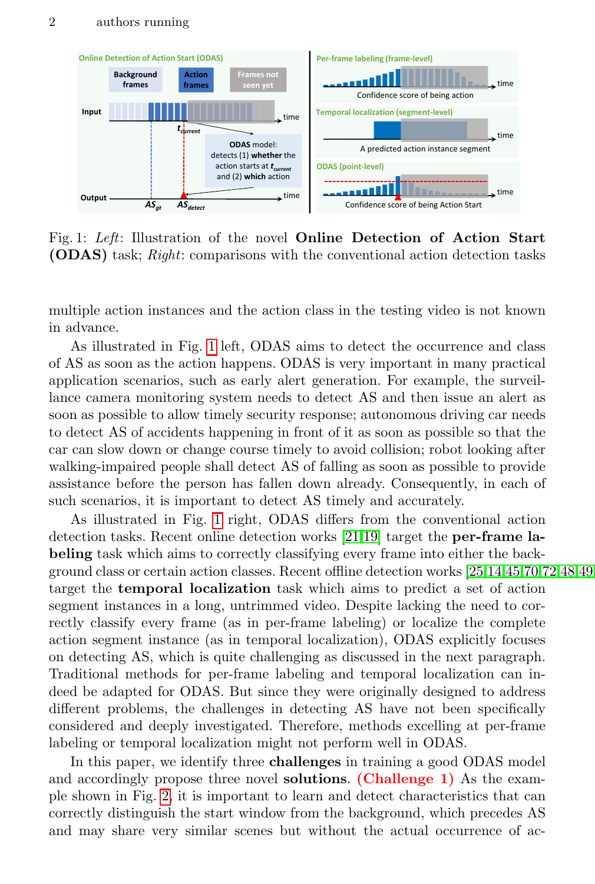Fig. 1: *Left*: Illustration of the novel **Online Detection of Action Start (ODAS)** task; *Right*: comparisons with the conventional action detection tasks

multiple action instances and the action class in the testing video is not known in advance.

As illustrated in Fig. 1 left, ODAS aims to detect the occurrence and class of AS as soon as the action happens. ODAS is very important in many practical application scenarios, such as early alert generation. For example, the surveillance camera monitoring system needs to detect AS and then issue an alert as soon as possible to allow timely security response; autonomous driving car needs to detect AS of accidents happening in front of it as soon as possible so that the car can slow down or change course timely to avoid collision; robot looking after walking-impaired people shall detect AS of falling as soon as possible to provide assistance before the person has fallen down already. Consequently, in each of such scenarios, it is important to detect AS timely and accurately.

As illustrated in Fig. 1 right, ODAS differs from the conventional action detection tasks. Recent online detection works [21,19] target the **per-frame labeling** task which aims to correctly classifying every frame into either the background class or certain action classes. Recent offline detection works [25,14,45,70,72,48,49] target the **temporal localization** task which aims to predict a set of action segment instances in a long, untrimmed video. Despite lacking the need to correctly classify every frame (as in per-frame labeling) or localize the complete action segment instance (as in temporal localization), ODAS explicitly focuses on detecting AS, which is quite challenging as discussed in the next paragraph. Traditional methods for per-frame labeling and temporal localization can indeed be adapted for ODAS. But since they were originally designed to address different problems, the challenges in detecting AS have not been specifically considered and deeply investigated. Therefore, methods excelling at per-frame labeling or temporal localization might not perform well in ODAS.

In this paper, we identify three **challenges** in training a good ODAS model and accordingly propose three novel **solutions**. **(Challenge 1)** As the example shown in Fig. 2, it is important to learn and detect characteristics that can correctly distinguish the start window from the background, which precedes AS and may share very similar scenes but without the actual occurrence of ac-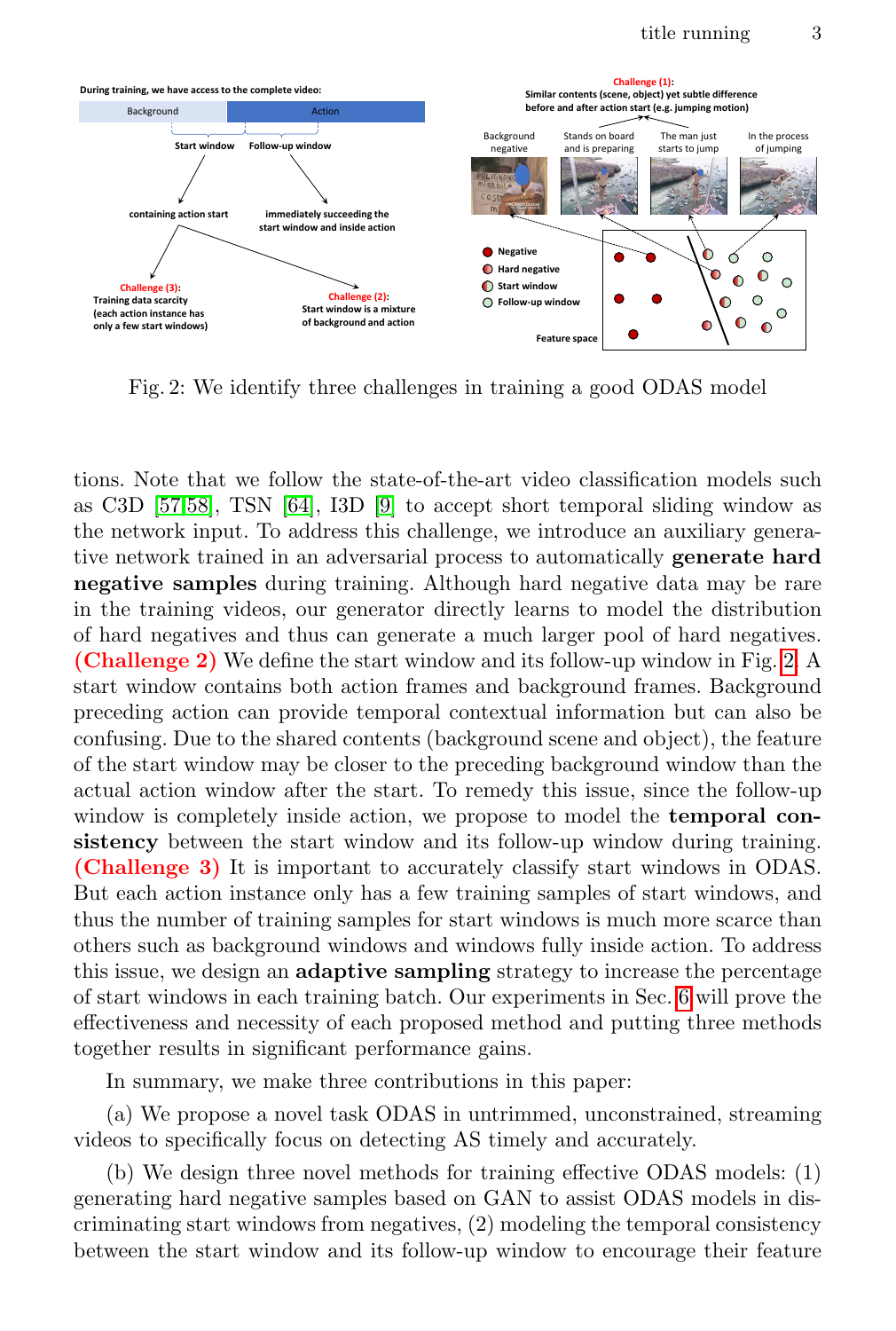Fig. 2: We identify three challenges in training a good ODAS model

tions. Note that we follow the state-of-the-art video classification models such as C3D [57,58], TSN [64], I3D [9] to accept short temporal sliding window as the network input. To address this challenge, we introduce an auxiliary generative network trained in an adversarial process to automatically **generate hard negative samples** during training. Although hard negative data may be rare in the training videos, our generator directly learns to model the distribution of hard negatives and thus can generate a much larger pool of hard negatives. **(Challenge 2)** We define the start window and its follow-up window in Fig. 2. A start window contains both action frames and background frames. Background preceding action can provide temporal contextual information but can also be confusing. Due to the shared contents (background scene and object), the feature of the start window may be closer to the preceding background window than the actual action window after the start. To remedy this issue, since the follow-up window is completely inside action, we propose to model the **temporal consistency** between the start window and its follow-up window during training. **(Challenge 3)** It is important to accurately classify start windows in ODAS. But each action instance only has a few training samples of start windows, and thus the number of training samples for start windows is much more scarce than others such as background windows and windows fully inside action. To address this issue, we design an **adaptive sampling** strategy to increase the percentage of start windows in each training batch. Our experiments in Sec. 6 will prove the effectiveness and necessity of each proposed method and putting three methods together results in significant performance gains.

In summary, we make three contributions in this paper:

(a) We propose a novel task ODAS in untrimmed, unconstrained, streaming videos to specifically focus on detecting AS timely and accurately.

(b) We design three novel methods for training effective ODAS models: (1) generating hard negative samples based on GAN to assist ODAS models in discriminating start windows from negatives, (2) modeling the temporal consistency between the start window and its follow-up window to encourage their feature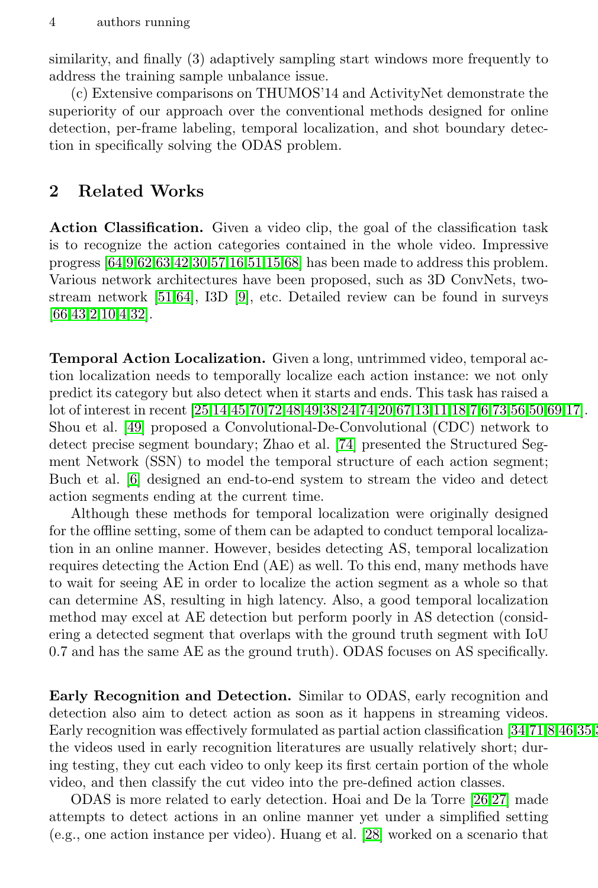similarity, and finally (3) adaptively sampling start windows more frequently to address the training sample unbalance issue.

(c) Extensive comparisons on THUMOS'14 and ActivityNet demonstrate the superiority of our approach over the conventional methods designed for online detection, per-frame labeling, temporal localization, and shot boundary detection in specifically solving the ODAS problem.

## 2 Related Works

**Action Classification.** Given a video clip, the goal of the classification task is to recognize the action categories contained in the whole video. Impressive progress [64,9,62,63,42,30,57,16,51,15,68] has been made to address this problem. Various network architectures have been proposed, such as 3D ConvNets, two-stream network [51,64], I3D [9], etc. Detailed review can be found in surveys [66,43,2,10,4,32].

**Temporal Action Localization.** Given a long, untrimmed video, temporal action localization needs to temporally localize each action instance: we not only predict its category but also detect when it starts and ends. This task has raised a lot of interest in recent [25,14,45,70,72,48,49,38,24,74,20,67,13,11,18,7,6,73,56,50,69,17]. Shou et al. [49] proposed a Convolutional-De-Convolutional (CDC) network to detect precise segment boundary; Zhao et al. [74] presented the Structured Segment Network (SSN) to model the temporal structure of each action segment; Buch et al. [6] designed an end-to-end system to stream the video and detect action segments ending at the current time.

Although these methods for temporal localization were originally designed for the offline setting, some of them can be adapted to conduct temporal localization in an online manner. However, besides detecting AS, temporal localization requires detecting the Action End (AE) as well. To this end, many methods have to wait for seeing AE in order to localize the action segment as a whole so that can determine AS, resulting in high latency. Also, a good temporal localization method may excel at AE detection but perform poorly in AS detection (considering a detected segment that overlaps with the ground truth segment with IoU 0.7 and has the same AE as the ground truth). ODAS focuses on AS specifically.

**Early Recognition and Detection.** Similar to ODAS, early recognition and detection also aim to detect action as soon as it happens in streaming videos. Early recognition was effectively formulated as partial action classification [34,71,8,46,35,3 the videos used in early recognition literatures are usually relatively short; during testing, they cut each video to only keep its first certain portion of the whole video, and then classify the cut video into the pre-defined action classes.

ODAS is more related to early detection. Hoai and De la Torre [26,27] made attempts to detect actions in an online manner yet under a simplified setting (e.g., one action instance per video). Huang et al. [28] worked on a scenario that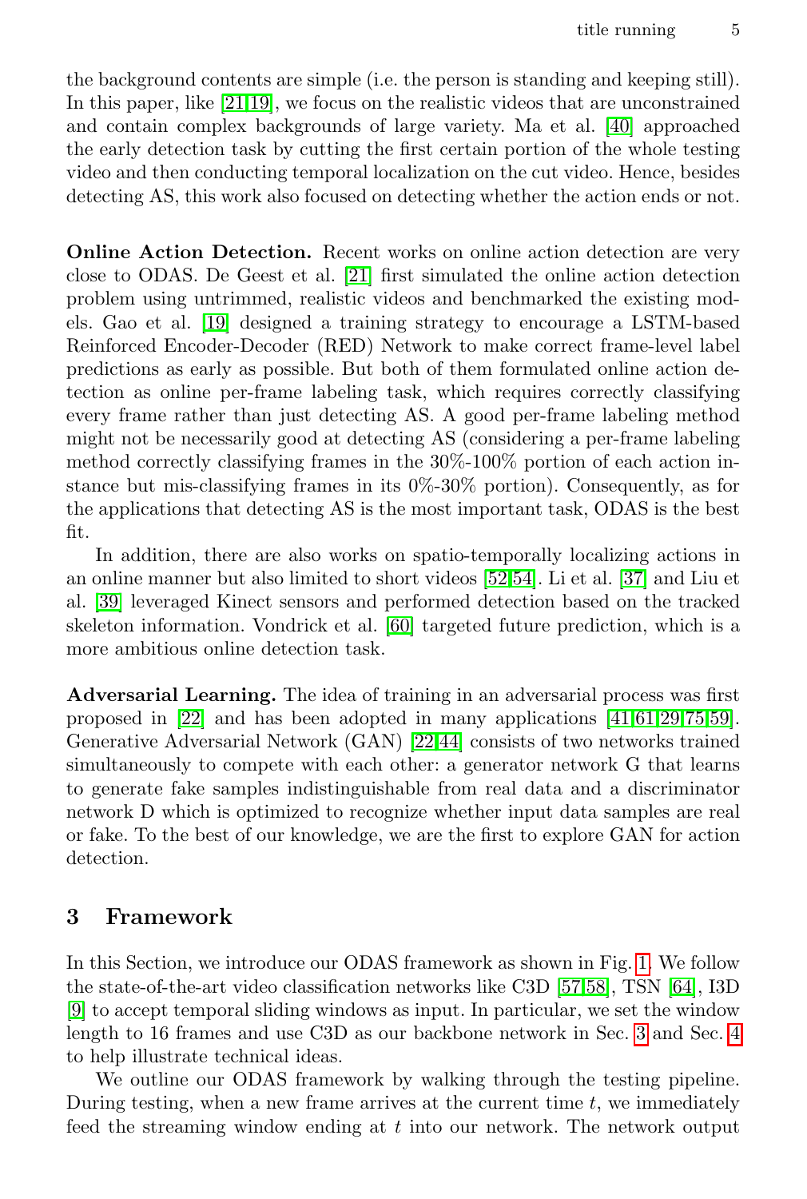the background contents are simple (i.e. the person is standing and keeping still). In this paper, like [21,19], we focus on the realistic videos that are unconstrained and contain complex backgrounds of large variety. Ma et al. [40] approached the early detection task by cutting the first certain portion of the whole testing video and then conducting temporal localization on the cut video. Hence, besides detecting AS, this work also focused on detecting whether the action ends or not.

**Online Action Detection.** Recent works on online action detection are very close to ODAS. De Geest et al. [21] first simulated the online action detection problem using untrimmed, realistic videos and benchmarked the existing models. Gao et al. [19] designed a training strategy to encourage a LSTM-based Reinforced Encoder-Decoder (RED) Network to make correct frame-level label predictions as early as possible. But both of them formulated online action detection as online per-frame labeling task, which requires correctly classifying every frame rather than just detecting AS. A good per-frame labeling method might not be necessarily good at detecting AS (considering a per-frame labeling method correctly classifying frames in the 30%-100% portion of each action instance but mis-classifying frames in its 0%-30% portion). Consequently, as for the applications that detecting AS is the most important task, ODAS is the best fit.

In addition, there are also works on spatio-temporally localizing actions in an online manner but also limited to short videos [52,54]. Li et al. [37] and Liu et al. [39] leveraged Kinect sensors and performed detection based on the tracked skeleton information. Vondrick et al. [60] targeted future prediction, which is a more ambitious online detection task.

**Adversarial Learning.** The idea of training in an adversarial process was first proposed in [22] and has been adopted in many applications [41,61,29,75,59]. Generative Adversarial Network (GAN) [22,44] consists of two networks trained simultaneously to compete with each other: a generator network G that learns to generate fake samples indistinguishable from real data and a discriminator network D which is optimized to recognize whether input data samples are real or fake. To the best of our knowledge, we are the first to explore GAN for action detection.

## 3 Framework

In this Section, we introduce our ODAS framework as shown in Fig. 1. We follow the state-of-the-art video classification networks like C3D [57,58], TSN [64], I3D [9] to accept temporal sliding windows as input. In particular, we set the window length to 16 frames and use C3D as our backbone network in Sec. 3 and Sec. 4 to help illustrate technical ideas.

We outline our ODAS framework by walking through the testing pipeline. During testing, when a new frame arrives at the current time $t$, we immediately feed the streaming window ending at $t$ into our network. The network output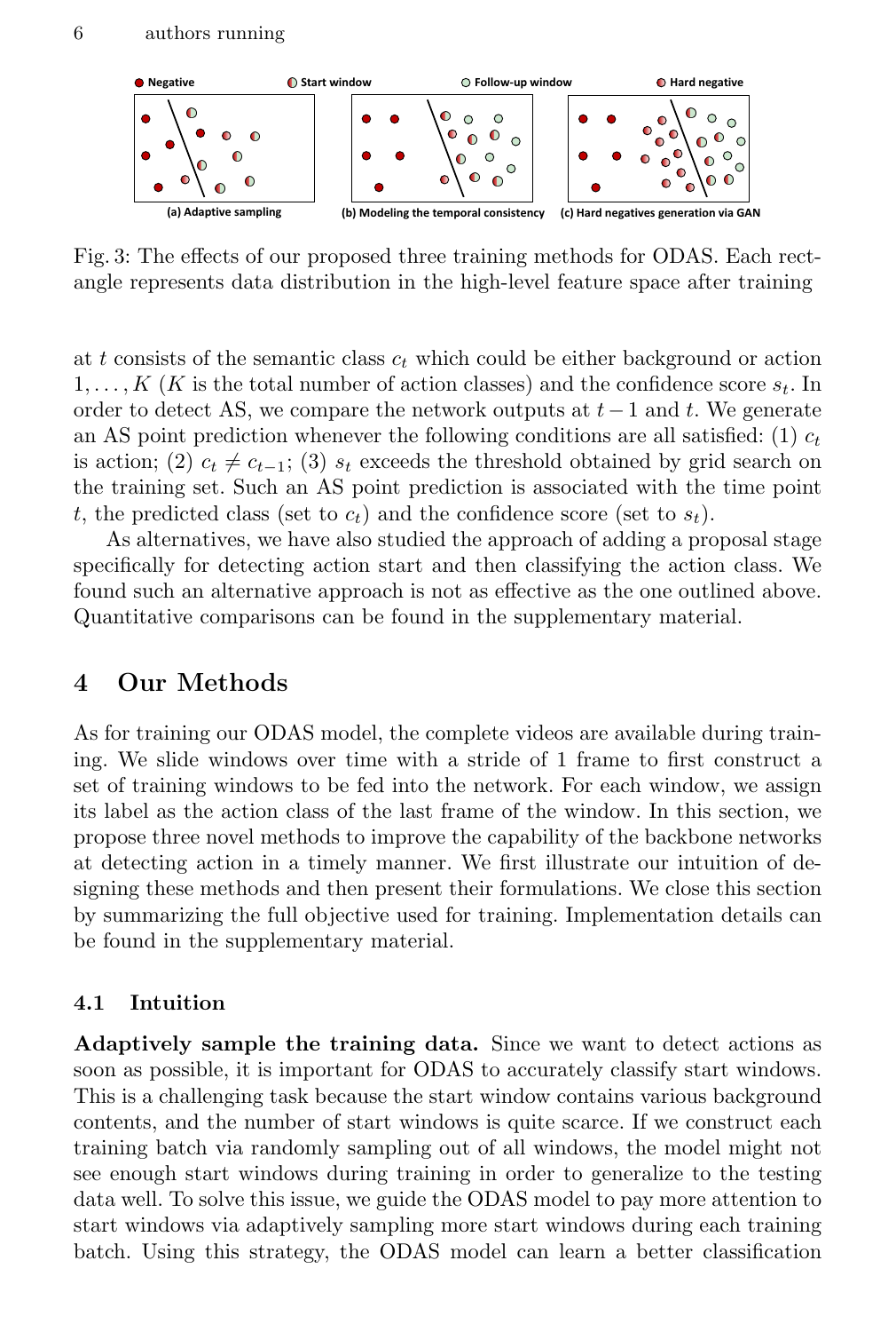Fig. 3: The effects of our proposed three training methods for ODAS. Each rectangle represents data distribution in the high-level feature space after training

at $t$ consists of the semantic class $c_t$ which could be either background or action $1, \ldots, K$ ($K$ is the total number of action classes) and the confidence score $s_t$. In order to detect AS, we compare the network outputs at $t-1$ and $t$. We generate an AS point prediction whenever the following conditions are all satisfied: (1) $c_t$ is action; (2) $c_t \neq c_{t-1}$; (3) $s_t$ exceeds the threshold obtained by grid search on the training set. Such an AS point prediction is associated with the time point $t$, the predicted class (set to $c_t$) and the confidence score (set to $s_t$).

As alternatives, we have also studied the approach of adding a proposal stage specifically for detecting action start and then classifying the action class. We found such an alternative approach is not as effective as the one outlined above. Quantitative comparisons can be found in the supplementary material.

## 4 Our Methods

As for training our ODAS model, the complete videos are available during training. We slide windows over time with a stride of 1 frame to first construct a set of training windows to be fed into the network. For each window, we assign its label as the action class of the last frame of the window. In this section, we propose three novel methods to improve the capability of the backbone networks at detecting action in a timely manner. We first illustrate our intuition of designing these methods and then present their formulations. We close this section by summarizing the full objective used for training. Implementation details can be found in the supplementary material.

### 4.1 Intuition

**Adaptively sample the training data.** Since we want to detect actions as soon as possible, it is important for ODAS to accurately classify start windows. This is a challenging task because the start window contains various background contents, and the number of start windows is quite scarce. If we construct each training batch via randomly sampling out of all windows, the model might not see enough start windows during training in order to generalize to the testing data well. To solve this issue, we guide the ODAS model to pay more attention to start windows via adaptively sampling more start windows during each training batch. Using this strategy, the ODAS model can learn a better classification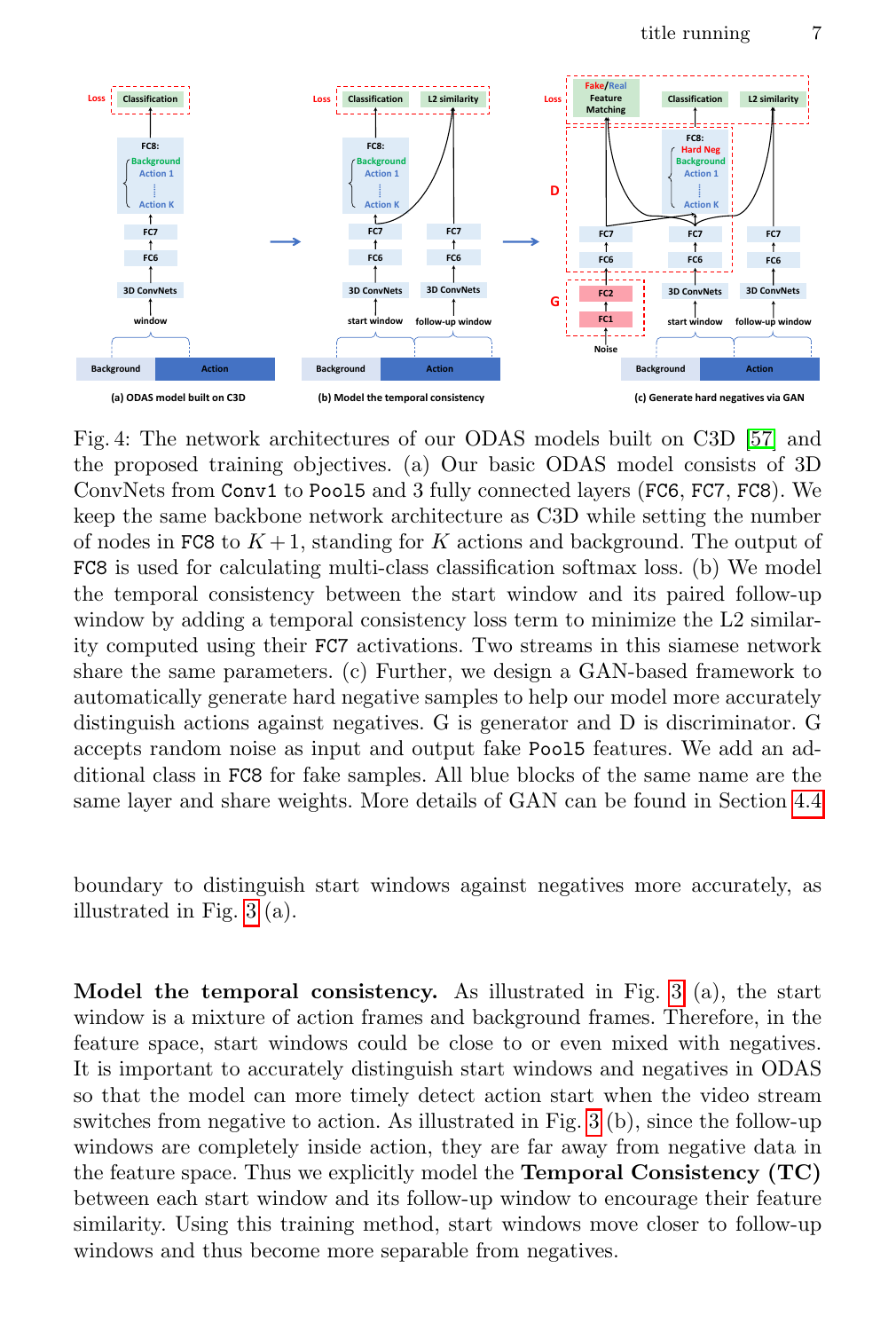Fig. 4: The network architectures of our ODAS models built on C3D [57] and the proposed training objectives. (a) Our basic ODAS model consists of 3D ConvNets from `Conv1` to `Pool5` and 3 fully connected layers (`FC6`, `FC7`, `FC8`). We keep the same backbone network architecture as C3D while setting the number of nodes in `FC8` to $K+1$, standing for $K$ actions and background. The output of `FC8` is used for calculating multi-class classification softmax loss. (b) We model the temporal consistency between the start window and its paired follow-up window by adding a temporal consistency loss term to minimize the L2 similarity computed using their `FC7` activations. Two streams in this siamese network share the same parameters. (c) Further, we design a GAN-based framework to automatically generate hard negative samples to help our model more accurately distinguish actions against negatives. G is generator and D is discriminator. G accepts random noise as input and output fake `Pool5` features. We add an additional class in `FC8` for fake samples. All blue blocks of the same name are the same layer and share weights. More details of GAN can be found in Section 4.4

boundary to distinguish start windows against negatives more accurately, as illustrated in Fig. 3 (a).

**Model the temporal consistency.** As illustrated in Fig. 3 (a), the start window is a mixture of action frames and background frames. Therefore, in the feature space, start windows could be close to or even mixed with negatives. It is important to accurately distinguish start windows and negatives in ODAS so that the model can more timely detect action start when the video stream switches from negative to action. As illustrated in Fig. 3 (b), since the follow-up windows are completely inside action, they are far away from negative data in the feature space. Thus we explicitly model the **Temporal Consistency (TC)** between each start window and its follow-up window to encourage their feature similarity. Using this training method, start windows move closer to follow-up windows and thus become more separable from negatives.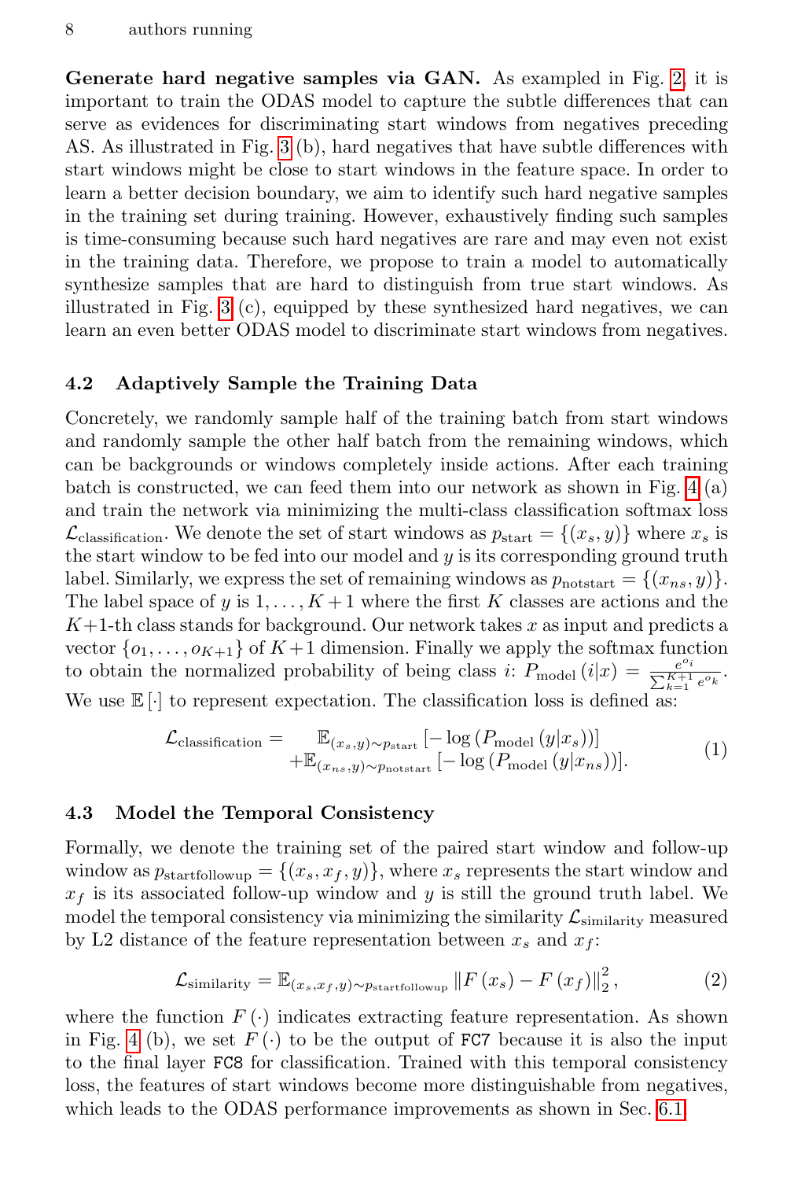**Generate hard negative samples via GAN.** As exampled in Fig. 2, it is important to train the ODAS model to capture the subtle differences that can serve as evidences for discriminating start windows from negatives preceding AS. As illustrated in Fig. 3 (b), hard negatives that have subtle differences with start windows might be close to start windows in the feature space. In order to learn a better decision boundary, we aim to identify such hard negative samples in the training set during training. However, exhaustively finding such samples is time-consuming because such hard negatives are rare and may even not exist in the training data. Therefore, we propose to train a model to automatically synthesize samples that are hard to distinguish from true start windows. As illustrated in Fig. 3 (c), equipped by these synthesized hard negatives, we can learn an even better ODAS model to discriminate start windows from negatives.

### 4.2 Adaptively Sample the Training Data

Concretely, we randomly sample half of the training batch from start windows and randomly sample the other half batch from the remaining windows, which can be backgrounds or windows completely inside actions. After each training batch is constructed, we can feed them into our network as shown in Fig. 4 (a) and train the network via minimizing the multi-class classification softmax loss $\mathcal{L}_{\text{classification}}$. We denote the set of start windows as $p_{\text{start}} = \{(x_s, y)\}$ where $x_s$ is the start window to be fed into our model and $y$ is its corresponding ground truth label. Similarly, we express the set of remaining windows as $p_{\text{notstart}} = \{(x_{ns}, y)\}$. The label space of $y$ is $1, \ldots, K+1$ where the first $K$ classes are actions and the $K+1$-th class stands for background. Our network takes $x$ as input and predicts a vector $\{o_1, \ldots, o_{K+1}\}$ of $K+1$ dimension. Finally we apply the softmax function to obtain the normalized probability of being class $i$: $P_{\text{model}}(i|x) = \frac{e^{o_i}}{\sum_{k=1}^{K+1} e^{o_k}}$. We use $\mathbb{E}[\cdot]$ to represent expectation. The classification loss is defined as:

$$
\begin{aligned}
\mathcal{L}_{\text{classification}} = \; & \mathbb{E}_{(x_s, y) \sim p_{\text{start}}} \left[ -\log \left( P_{\text{model}} \left( y | x_s \right) \right) \right] \\
& + \mathbb{E}_{(x_{ns}, y) \sim p_{\text{notstart}}} \left[ -\log \left( P_{\text{model}} \left( y | x_{ns} \right) \right) \right].
\end{aligned}
\tag{1}
$$

### 4.3 Model the Temporal Consistency

Formally, we denote the training set of the paired start window and follow-up window as $p_{\text{startfollowup}} = \{(x_s, x_f, y)\}$, where $x_s$ represents the start window and $x_f$ is its associated follow-up window and $y$ is still the ground truth label. We model the temporal consistency via minimizing the similarity $\mathcal{L}_{\text{similarity}}$ measured by L2 distance of the feature representation between $x_s$ and $x_f$:

$$
\mathcal{L}_{\text{similarity}} = \mathbb{E}_{(x_s, x_f, y) \sim p_{\text{startfollowup}}} \left\| F\left(x_s\right) - F\left(x_f\right) \right\|_2^2, \tag{2}
$$

where the function $F(\cdot)$ indicates extracting feature representation. As shown in Fig. 4 (b), we set $F(\cdot)$ to be the output of `FC7` because it is also the input to the final layer `FC8` for classification. Trained with this temporal consistency loss, the features of start windows become more distinguishable from negatives, which leads to the ODAS performance improvements as shown in Sec. 6.1.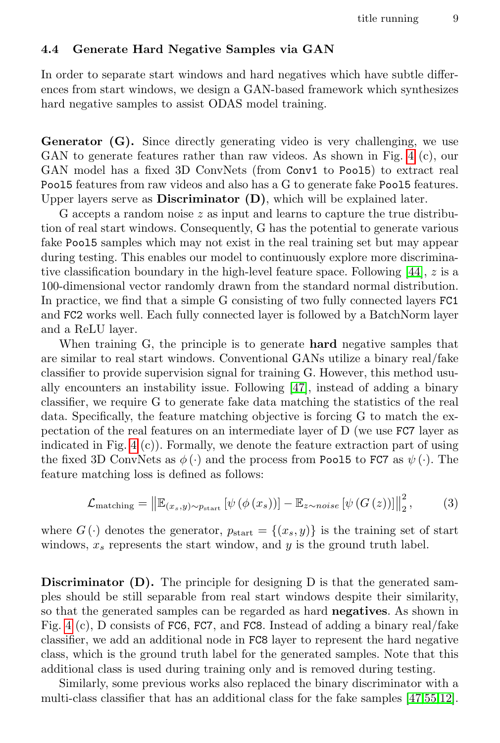### 4.4 Generate Hard Negative Samples via GAN

In order to separate start windows and hard negatives which have subtle differences from start windows, we design a GAN-based framework which synthesizes hard negative samples to assist ODAS model training.

**Generator (G).** Since directly generating video is very challenging, we use GAN to generate features rather than raw videos. As shown in Fig. 4 (c), our GAN model has a fixed 3D ConvNets (from `Conv1` to `Pool5`) to extract real `Pool5` features from raw videos and also has a G to generate fake `Pool5` features. Upper layers serve as **Discriminator (D)**, which will be explained later.

G accepts a random noise $z$ as input and learns to capture the true distribution of real start windows. Consequently, G has the potential to generate various fake `Pool5` samples which may not exist in the real training set but may appear during testing. This enables our model to continuously explore more discriminative classification boundary in the high-level feature space. Following [44], $z$ is a 100-dimensional vector randomly drawn from the standard normal distribution. In practice, we find that a simple G consisting of two fully connected layers `FC1` and `FC2` works well. Each fully connected layer is followed by a BatchNorm layer and a ReLU layer.

When training G, the principle is to generate **hard** negative samples that are similar to real start windows. Conventional GANs utilize a binary real/fake classifier to provide supervision signal for training G. However, this method usually encounters an instability issue. Following [47], instead of adding a binary classifier, we require G to generate fake data matching the statistics of the real data. Specifically, the feature matching objective is forcing G to match the expectation of the real features on an intermediate layer of D (we use `FC7` layer as indicated in Fig. 4 (c)). Formally, we denote the feature extraction part of using the fixed 3D ConvNets as $\phi(\cdot)$ and the process from `Pool5` to `FC7` as $\psi(\cdot)$. The feature matching loss is defined as follows:

$$\mathcal{L}_{\text{matching}} = \left\| \mathbb{E}_{(x_s,y)\sim p_{\text{start}}}\left[\psi\left(\phi\left(x_s\right)\right)\right] - \mathbb{E}_{z\sim noise}\left[\psi\left(G\left(z\right)\right)\right] \right\|_2^2, \tag{3}$$

where $G(\cdot)$ denotes the generator, $p_{\text{start}} = \{(x_s, y)\}$ is the training set of start windows, $x_s$ represents the start window, and $y$ is the ground truth label.

**Discriminator (D).** The principle for designing D is that the generated samples should be still separable from real start windows despite their similarity, so that the generated samples can be regarded as hard **negatives**. As shown in Fig. 4 (c), D consists of `FC6`, `FC7`, and `FC8`. Instead of adding a binary real/fake classifier, we add an additional node in `FC8` layer to represent the hard negative class, which is the ground truth label for the generated samples. Note that this additional class is used during training only and is removed during testing.

Similarly, some previous works also replaced the binary discriminator with a multi-class classifier that has an additional class for the fake samples [47,55,12].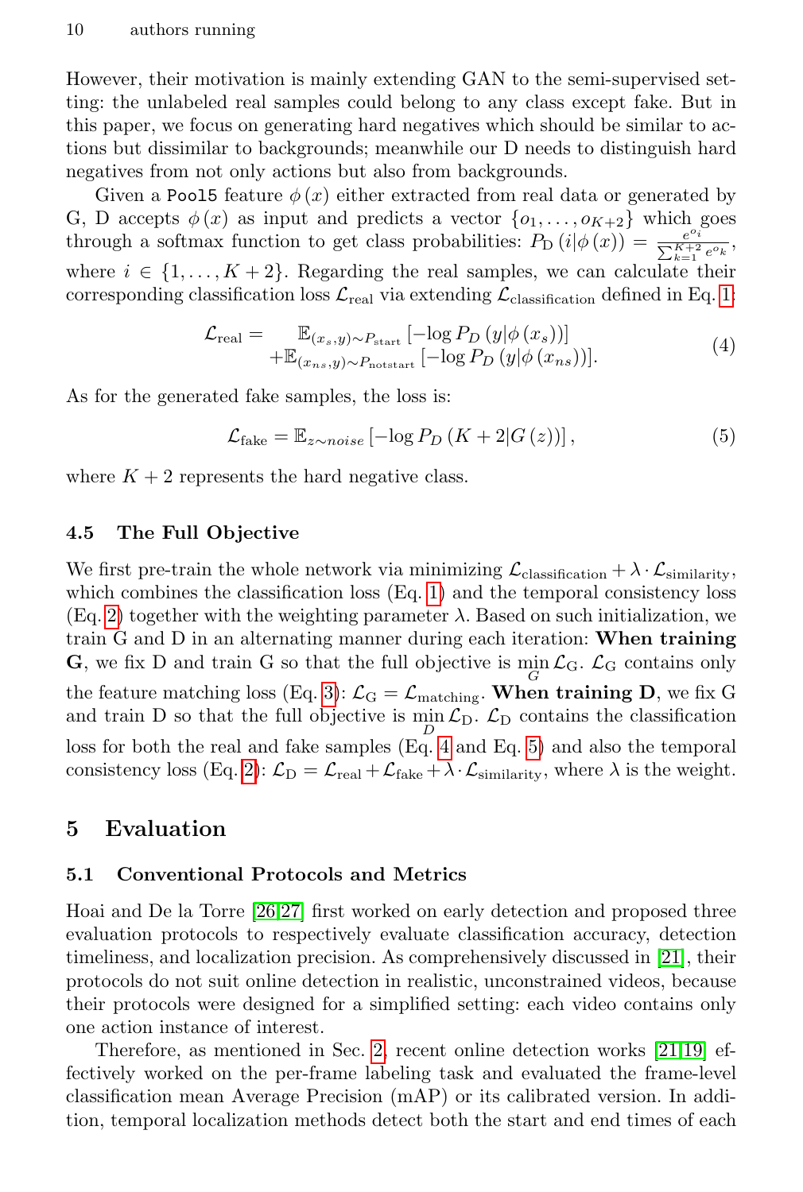However, their motivation is mainly extending GAN to the semi-supervised setting: the unlabeled real samples could belong to any class except fake. But in this paper, we focus on generating hard negatives which should be similar to actions but dissimilar to backgrounds; meanwhile our D needs to distinguish hard negatives from not only actions but also from backgrounds.

Given a `Pool5` feature $\phi(x)$ either extracted from real data or generated by G, D accepts $\phi(x)$ as input and predicts a vector $\{o_1, \ldots, o_{K+2}\}$ which goes through a softmax function to get class probabilities: $P_{\mathrm{D}}(i|\phi(x)) = \frac{e^{o_i}}{\sum_{k=1}^{K+2} e^{o_k}}$, where $i \in \{1, \ldots, K+2\}$. Regarding the real samples, we can calculate their corresponding classification loss $\mathcal{L}_{\text{real}}$ via extending $\mathcal{L}_{\text{classification}}$ defined in Eq. 1:

$$
\begin{aligned}
\mathcal{L}_{\text{real}} = \; & \mathbb{E}_{(x_s, y) \sim P_{\text{start}}} \left[ -\log P_D \left( y | \phi(x_s) \right) \right] \\
& + \mathbb{E}_{(x_{ns}, y) \sim P_{\text{notstart}}} \left[ -\log P_D \left( y | \phi(x_{ns}) \right) \right].
\end{aligned} \tag{4}
$$

As for the generated fake samples, the loss is:

$$
\mathcal{L}_{\text{fake}} = \mathbb{E}_{z \sim noise} \left[ -\log P_D \left( K+2 | G(z) \right) \right], \tag{5}
$$

where $K+2$ represents the hard negative class.

### 4.5 The Full Objective

We first pre-train the whole network via minimizing $\mathcal{L}_{\text{classification}} + \lambda \cdot \mathcal{L}_{\text{similarity}}$, which combines the classification loss (Eq. 1) and the temporal consistency loss (Eq. 2) together with the weighting parameter $\lambda$. Based on such initialization, we train G and D in an alternating manner during each iteration: **When training G**, we fix D and train G so that the full objective is $\min_G \mathcal{L}_{\mathrm{G}}$. $\mathcal{L}_{\mathrm{G}}$ contains only the feature matching loss (Eq. 3): $\mathcal{L}_{\mathrm{G}} = \mathcal{L}_{\text{matching}}$. **When training D**, we fix G and train D so that the full objective is $\min_D \mathcal{L}_{\mathrm{D}}$. $\mathcal{L}_{\mathrm{D}}$ contains the classification loss for both the real and fake samples (Eq. 4 and Eq. 5) and also the temporal consistency loss (Eq. 2): $\mathcal{L}_{\mathrm{D}} = \mathcal{L}_{\text{real}} + \mathcal{L}_{\text{fake}} + \lambda \cdot \mathcal{L}_{\text{similarity}}$, where $\lambda$ is the weight.

## 5 Evaluation

### 5.1 Conventional Protocols and Metrics

Hoai and De la Torre [26,27] first worked on early detection and proposed three evaluation protocols to respectively evaluate classification accuracy, detection timeliness, and localization precision. As comprehensively discussed in [21], their protocols do not suit online detection in realistic, unconstrained videos, because their protocols were designed for a simplified setting: each video contains only one action instance of interest.

Therefore, as mentioned in Sec. 2, recent online detection works [21,19] effectively worked on the per-frame labeling task and evaluated the frame-level classification mean Average Precision (mAP) or its calibrated version. In addition, temporal localization methods detect both the start and end times of each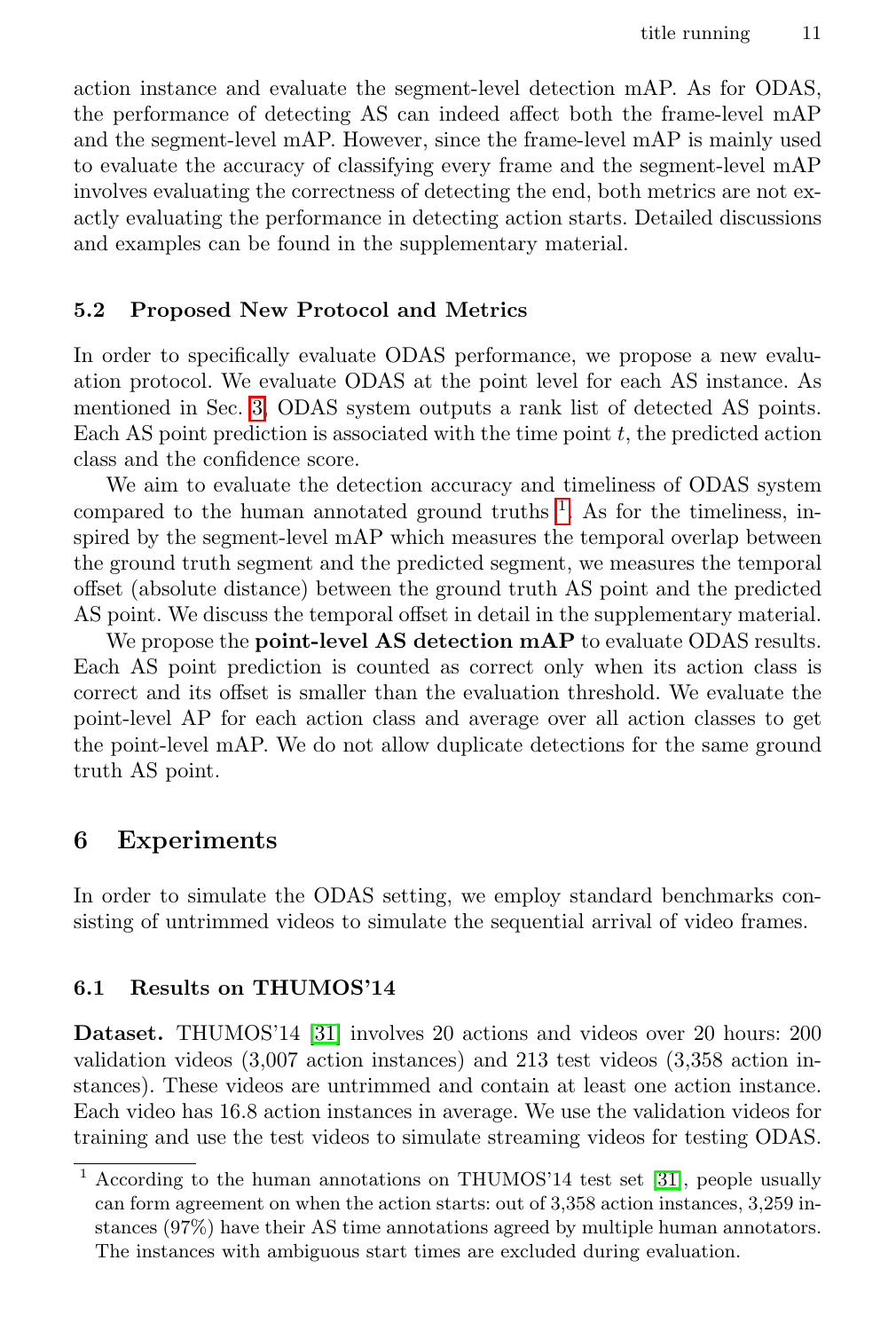action instance and evaluate the segment-level detection mAP. As for ODAS, the performance of detecting AS can indeed affect both the frame-level mAP and the segment-level mAP. However, since the frame-level mAP is mainly used to evaluate the accuracy of classifying every frame and the segment-level mAP involves evaluating the correctness of detecting the end, both metrics are not exactly evaluating the performance in detecting action starts. Detailed discussions and examples can be found in the supplementary material.

### 5.2 Proposed New Protocol and Metrics

In order to specifically evaluate ODAS performance, we propose a new evaluation protocol. We evaluate ODAS at the point level for each AS instance. As mentioned in Sec. 3, ODAS system outputs a rank list of detected AS points. Each AS point prediction is associated with the time point $t$, the predicted action class and the confidence score.

We aim to evaluate the detection accuracy and timeliness of ODAS system compared to the human annotated ground truths [1]. As for the timeliness, inspired by the segment-level mAP which measures the temporal overlap between the ground truth segment and the predicted segment, we measures the temporal offset (absolute distance) between the ground truth AS point and the predicted AS point. We discuss the temporal offset in detail in the supplementary material.

We propose the **point-level AS detection mAP** to evaluate ODAS results. Each AS point prediction is counted as correct only when its action class is correct and its offset is smaller than the evaluation threshold. We evaluate the point-level AP for each action class and average over all action classes to get the point-level mAP. We do not allow duplicate detections for the same ground truth AS point.

## 6 Experiments

In order to simulate the ODAS setting, we employ standard benchmarks consisting of untrimmed videos to simulate the sequential arrival of video frames.

### 6.1 Results on THUMOS'14

**Dataset.** THUMOS'14 [31] involves 20 actions and videos over 20 hours: 200 validation videos (3,007 action instances) and 213 test videos (3,358 action instances). These videos are untrimmed and contain at least one action instance. Each video has 16.8 action instances in average. We use the validation videos for training and use the test videos to simulate streaming videos for testing ODAS.

[1] According to the human annotations on THUMOS'14 test set [31], people usually can form agreement on when the action starts: out of 3,358 action instances, 3,259 instances (97%) have their AS time annotations agreed by multiple human annotators. The instances with ambiguous start times are excluded during evaluation.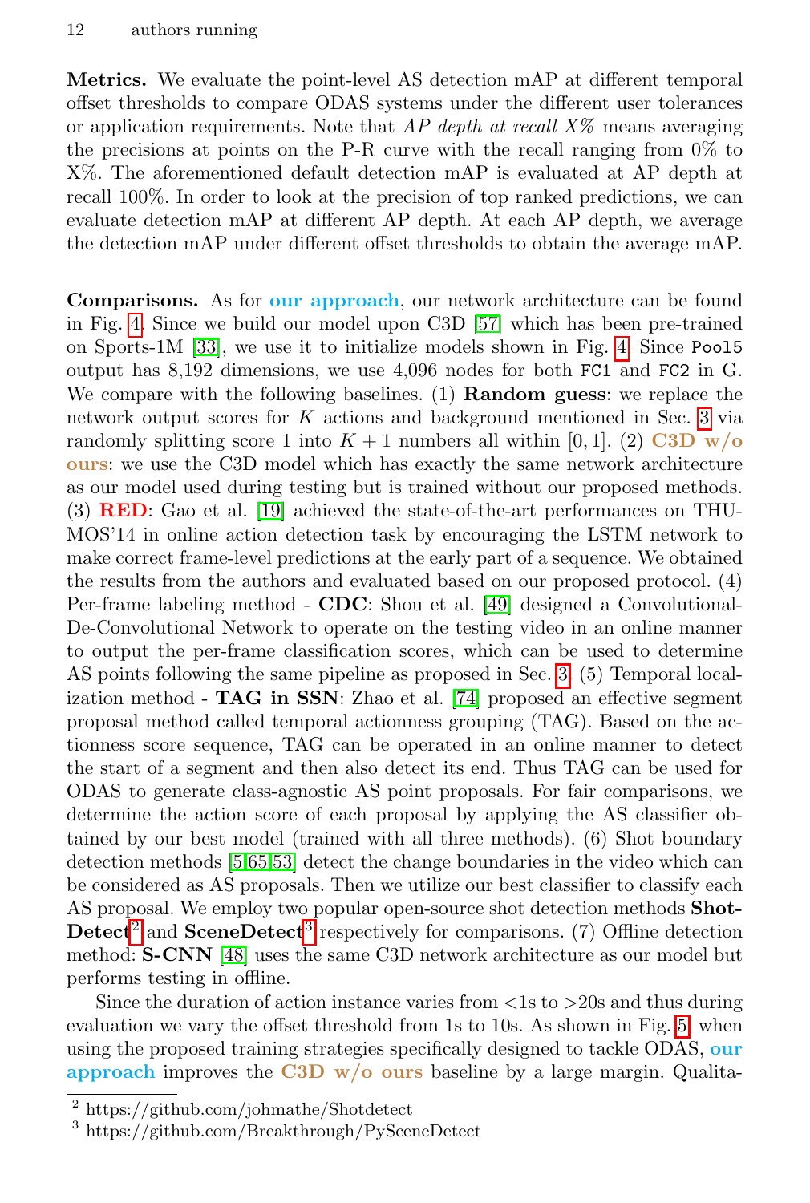**Metrics.** We evaluate the point-level AS detection mAP at different temporal offset thresholds to compare ODAS systems under the different user tolerances or application requirements. Note that *AP depth at recall X%* means averaging the precisions at points on the P-R curve with the recall ranging from 0% to X%. The aforementioned default detection mAP is evaluated at AP depth at recall 100%. In order to look at the precision of top ranked predictions, we can evaluate detection mAP at different AP depth. At each AP depth, we average the detection mAP under different offset thresholds to obtain the average mAP.

**Comparisons.** As for **our approach**, our network architecture can be found in Fig. 4. Since we build our model upon C3D [57] which has been pre-trained on Sports-1M [33], we use it to initialize models shown in Fig. 4. Since `Pool5` output has 8,192 dimensions, we use 4,096 nodes for both `FC1` and `FC2` in G. We compare with the following baselines. (1) **Random guess**: we replace the network output scores for $K$ actions and background mentioned in Sec. 3 via randomly splitting score 1 into $K + 1$ numbers all within $[0, 1]$. (2) **C3D w/o ours**: we use the C3D model which has exactly the same network architecture as our model used during testing but is trained without our proposed methods. (3) **RED**: Gao et al. [19] achieved the state-of-the-art performances on THUMOS'14 in online action detection task by encouraging the LSTM network to make correct frame-level predictions at the early part of a sequence. We obtained the results from the authors and evaluated based on our proposed protocol. (4) Per-frame labeling method - **CDC**: Shou et al. [49] designed a Convolutional-De-Convolutional Network to operate on the testing video in an online manner to output the per-frame classification scores, which can be used to determine AS points following the same pipeline as proposed in Sec. 3. (5) Temporal localization method - **TAG in SSN**: Zhao et al. [74] proposed an effective segment proposal method called temporal actionness grouping (TAG). Based on the actionness score sequence, TAG can be operated in an online manner to detect the start of a segment and then also detect its end. Thus TAG can be used for ODAS to generate class-agnostic AS point proposals. For fair comparisons, we determine the action score of each proposal by applying the AS classifier obtained by our best model (trained with all three methods). (6) Shot boundary detection methods [5,65,53] detect the change boundaries in the video which can be considered as AS proposals. Then we utilize our best classifier to classify each AS proposal. We employ two popular open-source shot detection methods **ShotDetect**[2] and **SceneDetect**[3] respectively for comparisons. (7) Offline detection method: **S-CNN** [48] uses the same C3D network architecture as our model but performs testing in offline.

Since the duration of action instance varies from <1s to >20s and thus during evaluation we vary the offset threshold from 1s to 10s. As shown in Fig. 5, when using the proposed training strategies specifically designed to tackle ODAS, **our approach** improves the **C3D w/o ours** baseline by a large margin. Qualita-

[2] https://github.com/johmathe/Shotdetect

[3] https://github.com/Breakthrough/PySceneDetect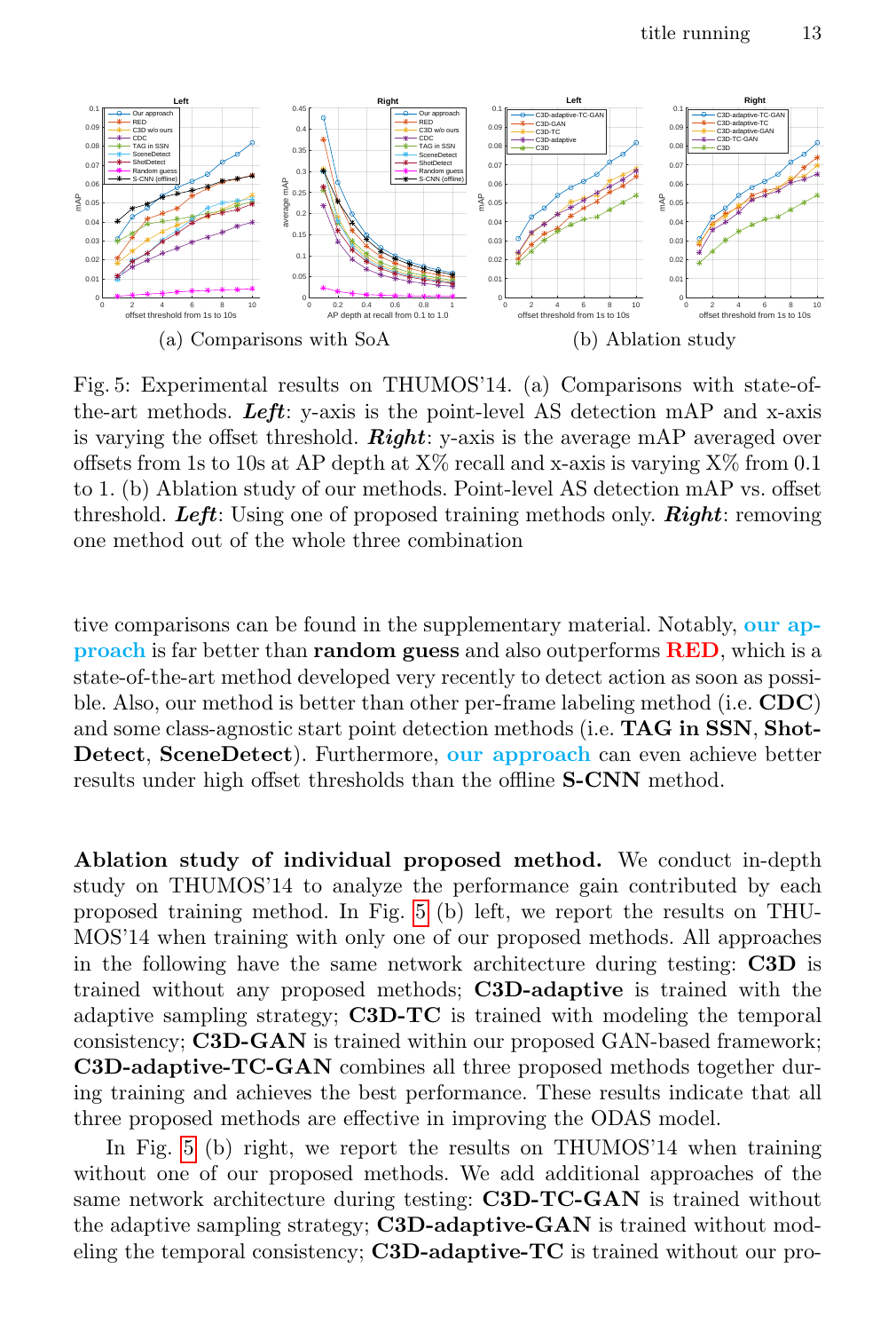(a) Comparisons with SoA

(b) Ablation study

Fig. 5: Experimental results on THUMOS'14. (a) Comparisons with state-of-the-art methods. ***Left***: y-axis is the point-level AS detection mAP and x-axis is varying the offset threshold. ***Right***: y-axis is the average mAP averaged over offsets from 1s to 10s at AP depth at X% recall and x-axis is varying X% from 0.1 to 1. (b) Ablation study of our methods. Point-level AS detection mAP vs. offset threshold. ***Left***: Using one of proposed training methods only. ***Right***: removing one method out of the whole three combination

tive comparisons can be found in the supplementary material. Notably, **our approach** is far better than **random guess** and also outperforms **RED**, which is a state-of-the-art method developed very recently to detect action as soon as possible. Also, our method is better than other per-frame labeling method (i.e. **CDC**) and some class-agnostic start point detection methods (i.e. **TAG in SSN**, **ShotDetect**, **SceneDetect**). Furthermore, **our approach** can even achieve better results under high offset thresholds than the offline **S-CNN** method.

**Ablation study of individual proposed method.** We conduct in-depth study on THUMOS'14 to analyze the performance gain contributed by each proposed training method. In Fig. 5 (b) left, we report the results on THUMOS'14 when training with only one of our proposed methods. All approaches in the following have the same network architecture during testing: **C3D** is trained without any proposed methods; **C3D-adaptive** is trained with the adaptive sampling strategy; **C3D-TC** is trained with modeling the temporal consistency; **C3D-GAN** is trained within our proposed GAN-based framework; **C3D-adaptive-TC-GAN** combines all three proposed methods together during training and achieves the best performance. These results indicate that all three proposed methods are effective in improving the ODAS model.

In Fig. 5 (b) right, we report the results on THUMOS'14 when training without one of our proposed methods. We add additional approaches of the same network architecture during testing: **C3D-TC-GAN** is trained without the adaptive sampling strategy; **C3D-adaptive-GAN** is trained without modeling the temporal consistency; **C3D-adaptive-TC** is trained without our pro-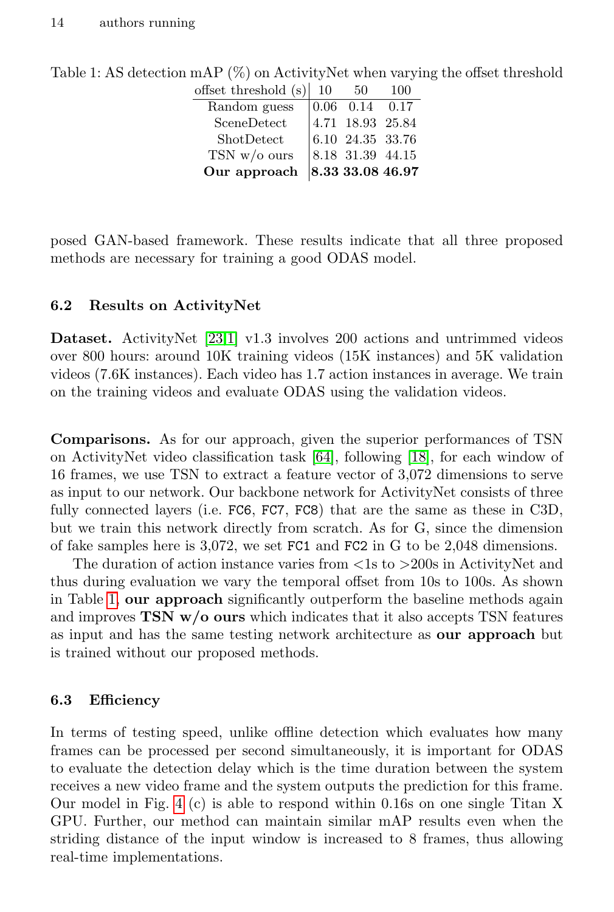Table 1: AS detection mAP (%) on ActivityNet when varying the offset threshold

| offset threshold (s) | 10 | 50 | 100 |
|---|---|---|---|
| Random guess | 0.06 | 0.14 | 0.17 |
| SceneDetect | 4.71 | 18.93 | 25.84 |
| ShotDetect | 6.10 | 24.35 | 33.76 |
| TSN w/o ours | 8.18 | 31.39 | 44.15 |
| **Our approach** | **8.33** | **33.08** | **46.97** |

posed GAN-based framework. These results indicate that all three proposed methods are necessary for training a good ODAS model.

### 6.2 Results on ActivityNet

**Dataset.** ActivityNet [23,1] v1.3 involves 200 actions and untrimmed videos over 800 hours: around 10K training videos (15K instances) and 5K validation videos (7.6K instances). Each video has 1.7 action instances in average. We train on the training videos and evaluate ODAS using the validation videos.

**Comparisons.** As for our approach, given the superior performances of TSN on ActivityNet video classification task [64], following [18], for each window of 16 frames, we use TSN to extract a feature vector of 3,072 dimensions to serve as input to our network. Our backbone network for ActivityNet consists of three fully connected layers (i.e. `FC6`, `FC7`, `FC8`) that are the same as these in C3D, but we train this network directly from scratch. As for G, since the dimension of fake samples here is 3,072, we set `FC1` and `FC2` in G to be 2,048 dimensions.

The duration of action instance varies from <1s to >200s in ActivityNet and thus during evaluation we vary the temporal offset from 10s to 100s. As shown in Table 1, **our approach** significantly outperform the baseline methods again and improves **TSN w/o ours** which indicates that it also accepts TSN features as input and has the same testing network architecture as **our approach** but is trained without our proposed methods.

### 6.3 Efficiency

In terms of testing speed, unlike offline detection which evaluates how many frames can be processed per second simultaneously, it is important for ODAS to evaluate the detection delay which is the time duration between the system receives a new video frame and the system outputs the prediction for this frame. Our model in Fig. 4 (c) is able to respond within 0.16s on one single Titan X GPU. Further, our method can maintain similar mAP results even when the striding distance of the input window is increased to 8 frames, thus allowing real-time implementations.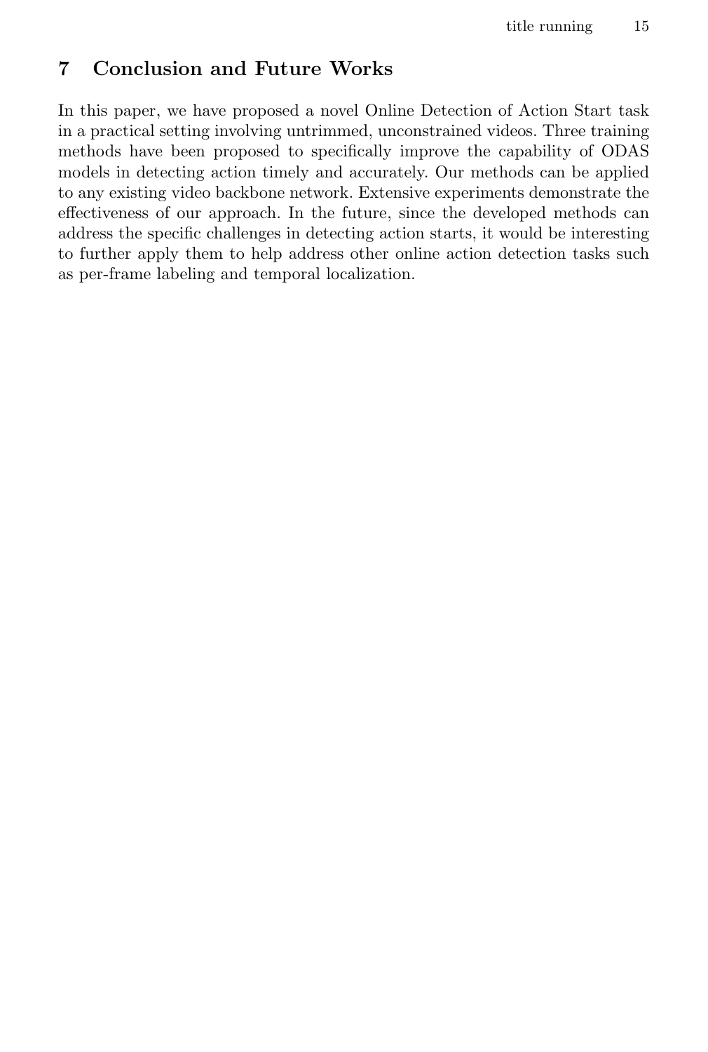## 7 Conclusion and Future Works

In this paper, we have proposed a novel Online Detection of Action Start task in a practical setting involving untrimmed, unconstrained videos. Three training methods have been proposed to specifically improve the capability of ODAS models in detecting action timely and accurately. Our methods can be applied to any existing video backbone network. Extensive experiments demonstrate the effectiveness of our approach. In the future, since the developed methods can address the specific challenges in detecting action starts, it would be interesting to further apply them to help address other online action detection tasks such as per-frame labeling and temporal localization.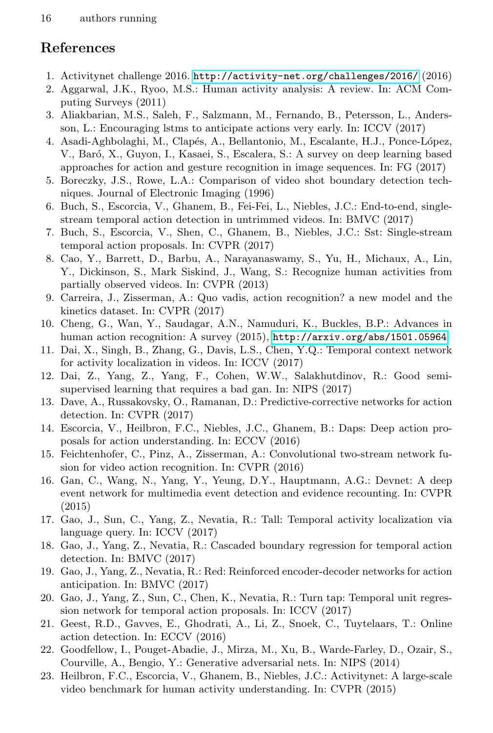## References

1. Activitynet challenge 2016. http://activity-net.org/challenges/2016/ (2016)
2. Aggarwal, J.K., Ryoo, M.S.: Human activity analysis: A review. In: ACM Computing Surveys (2011)
3. Aliakbarian, M.S., Saleh, F., Salzmann, M., Fernando, B., Petersson, L., Andersson, L.: Encouraging lstms to anticipate actions very early. In: ICCV (2017)
4. Asadi-Aghbolaghi, M., Clapés, A., Bellantonio, M., Escalante, H.J., Ponce-López, V., Baró, X., Guyon, I., Kasaei, S., Escalera, S.: A survey on deep learning based approaches for action and gesture recognition in image sequences. In: FG (2017)
5. Boreczky, J.S., Rowe, L.A.: Comparison of video shot boundary detection techniques. Journal of Electronic Imaging (1996)
6. Buch, S., Escorcia, V., Ghanem, B., Fei-Fei, L., Niebles, J.C.: End-to-end, single-stream temporal action detection in untrimmed videos. In: BMVC (2017)
7. Buch, S., Escorcia, V., Shen, C., Ghanem, B., Niebles, J.C.: Sst: Single-stream temporal action proposals. In: CVPR (2017)
8. Cao, Y., Barrett, D., Barbu, A., Narayanaswamy, S., Yu, H., Michaux, A., Lin, Y., Dickinson, S., Mark Siskind, J., Wang, S.: Recognize human activities from partially observed videos. In: CVPR (2013)
9. Carreira, J., Zisserman, A.: Quo vadis, action recognition? a new model and the kinetics dataset. In: CVPR (2017)
10. Cheng, G., Wan, Y., Saudagar, A.N., Namuduri, K., Buckles, B.P.: Advances in human action recognition: A survey (2015), http://arxiv.org/abs/1501.05964
11. Dai, X., Singh, B., Zhang, G., Davis, L.S., Chen, Y.Q.: Temporal context network for activity localization in videos. In: ICCV (2017)
12. Dai, Z., Yang, Z., Yang, F., Cohen, W.W., Salakhutdinov, R.: Good semi-supervised learning that requires a bad gan. In: NIPS (2017)
13. Dave, A., Russakovsky, O., Ramanan, D.: Predictive-corrective networks for action detection. In: CVPR (2017)
14. Escorcia, V., Heilbron, F.C., Niebles, J.C., Ghanem, B.: Daps: Deep action proposals for action understanding. In: ECCV (2016)
15. Feichtenhofer, C., Pinz, A., Zisserman, A.: Convolutional two-stream network fusion for video action recognition. In: CVPR (2016)
16. Gan, C., Wang, N., Yang, Y., Yeung, D.Y., Hauptmann, A.G.: Devnet: A deep event network for multimedia event detection and evidence recounting. In: CVPR (2015)
17. Gao, J., Sun, C., Yang, Z., Nevatia, R.: Tall: Temporal activity localization via language query. In: ICCV (2017)
18. Gao, J., Yang, Z., Nevatia, R.: Cascaded boundary regression for temporal action detection. In: BMVC (2017)
19. Gao, J., Yang, Z., Nevatia, R.: Red: Reinforced encoder-decoder networks for action anticipation. In: BMVC (2017)
20. Gao, J., Yang, Z., Sun, C., Chen, K., Nevatia, R.: Turn tap: Temporal unit regression network for temporal action proposals. In: ICCV (2017)
21. Geest, R.D., Gavves, E., Ghodrati, A., Li, Z., Snoek, C., Tuytelaars, T.: Online action detection. In: ECCV (2016)
22. Goodfellow, I., Pouget-Abadie, J., Mirza, M., Xu, B., Warde-Farley, D., Ozair, S., Courville, A., Bengio, Y.: Generative adversarial nets. In: NIPS (2014)
23. Heilbron, F.C., Escorcia, V., Ghanem, B., Niebles, J.C.: Activitynet: A large-scale video benchmark for human activity understanding. In: CVPR (2015)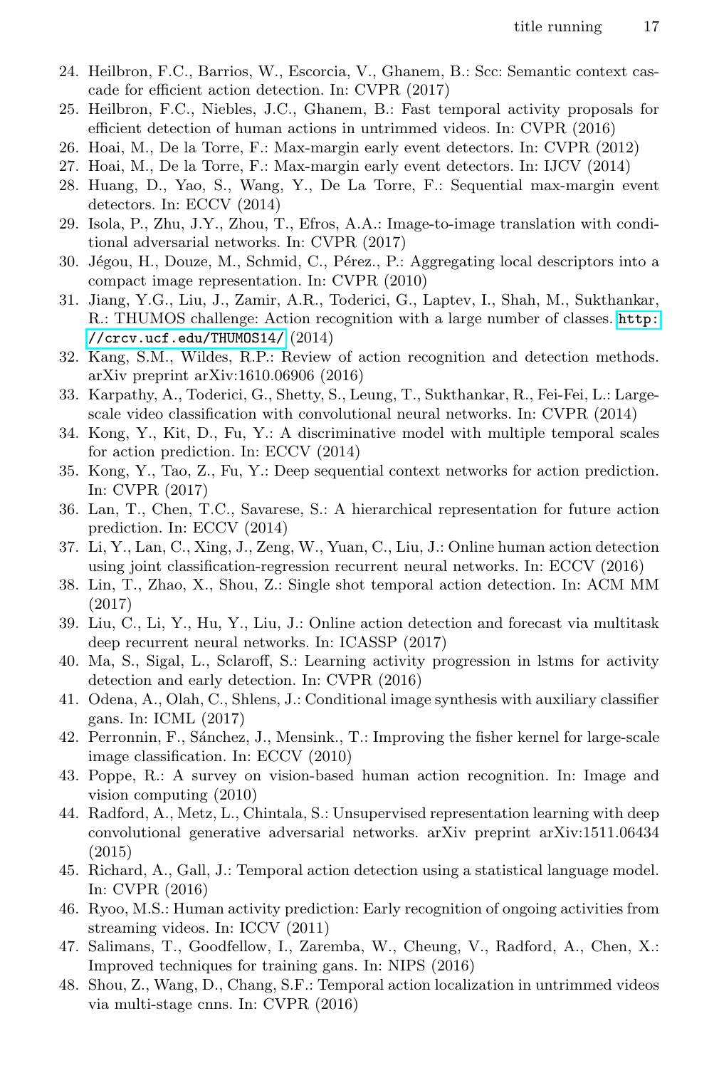24. Heilbron, F.C., Barrios, W., Escorcia, V., Ghanem, B.: Scc: Semantic context cascade for efficient action detection. In: CVPR (2017)
25. Heilbron, F.C., Niebles, J.C., Ghanem, B.: Fast temporal activity proposals for efficient detection of human actions in untrimmed videos. In: CVPR (2016)
26. Hoai, M., De la Torre, F.: Max-margin early event detectors. In: CVPR (2012)
27. Hoai, M., De la Torre, F.: Max-margin early event detectors. In: IJCV (2014)
28. Huang, D., Yao, S., Wang, Y., De La Torre, F.: Sequential max-margin event detectors. In: ECCV (2014)
29. Isola, P., Zhu, J.Y., Zhou, T., Efros, A.A.: Image-to-image translation with conditional adversarial networks. In: CVPR (2017)
30. Jégou, H., Douze, M., Schmid, C., Pérez., P.: Aggregating local descriptors into a compact image representation. In: CVPR (2010)
31. Jiang, Y.G., Liu, J., Zamir, A.R., Toderici, G., Laptev, I., Shah, M., Sukthankar, R.: THUMOS challenge: Action recognition with a large number of classes. `http://crcv.ucf.edu/THUMOS14/` (2014)
32. Kang, S.M., Wildes, R.P.: Review of action recognition and detection methods. arXiv preprint arXiv:1610.06906 (2016)
33. Karpathy, A., Toderici, G., Shetty, S., Leung, T., Sukthankar, R., Fei-Fei, L.: Large-scale video classification with convolutional neural networks. In: CVPR (2014)
34. Kong, Y., Kit, D., Fu, Y.: A discriminative model with multiple temporal scales for action prediction. In: ECCV (2014)
35. Kong, Y., Tao, Z., Fu, Y.: Deep sequential context networks for action prediction. In: CVPR (2017)
36. Lan, T., Chen, T.C., Savarese, S.: A hierarchical representation for future action prediction. In: ECCV (2014)
37. Li, Y., Lan, C., Xing, J., Zeng, W., Yuan, C., Liu, J.: Online human action detection using joint classification-regression recurrent neural networks. In: ECCV (2016)
38. Lin, T., Zhao, X., Shou, Z.: Single shot temporal action detection. In: ACM MM (2017)
39. Liu, C., Li, Y., Hu, Y., Liu, J.: Online action detection and forecast via multitask deep recurrent neural networks. In: ICASSP (2017)
40. Ma, S., Sigal, L., Sclaroff, S.: Learning activity progression in lstms for activity detection and early detection. In: CVPR (2016)
41. Odena, A., Olah, C., Shlens, J.: Conditional image synthesis with auxiliary classifier gans. In: ICML (2017)
42. Perronnin, F., Sánchez, J., Mensink., T.: Improving the fisher kernel for large-scale image classification. In: ECCV (2010)
43. Poppe, R.: A survey on vision-based human action recognition. In: Image and vision computing (2010)
44. Radford, A., Metz, L., Chintala, S.: Unsupervised representation learning with deep convolutional generative adversarial networks. arXiv preprint arXiv:1511.06434 (2015)
45. Richard, A., Gall, J.: Temporal action detection using a statistical language model. In: CVPR (2016)
46. Ryoo, M.S.: Human activity prediction: Early recognition of ongoing activities from streaming videos. In: ICCV (2011)
47. Salimans, T., Goodfellow, I., Zaremba, W., Cheung, V., Radford, A., Chen, X.: Improved techniques for training gans. In: NIPS (2016)
48. Shou, Z., Wang, D., Chang, S.F.: Temporal action localization in untrimmed videos via multi-stage cnns. In: CVPR (2016)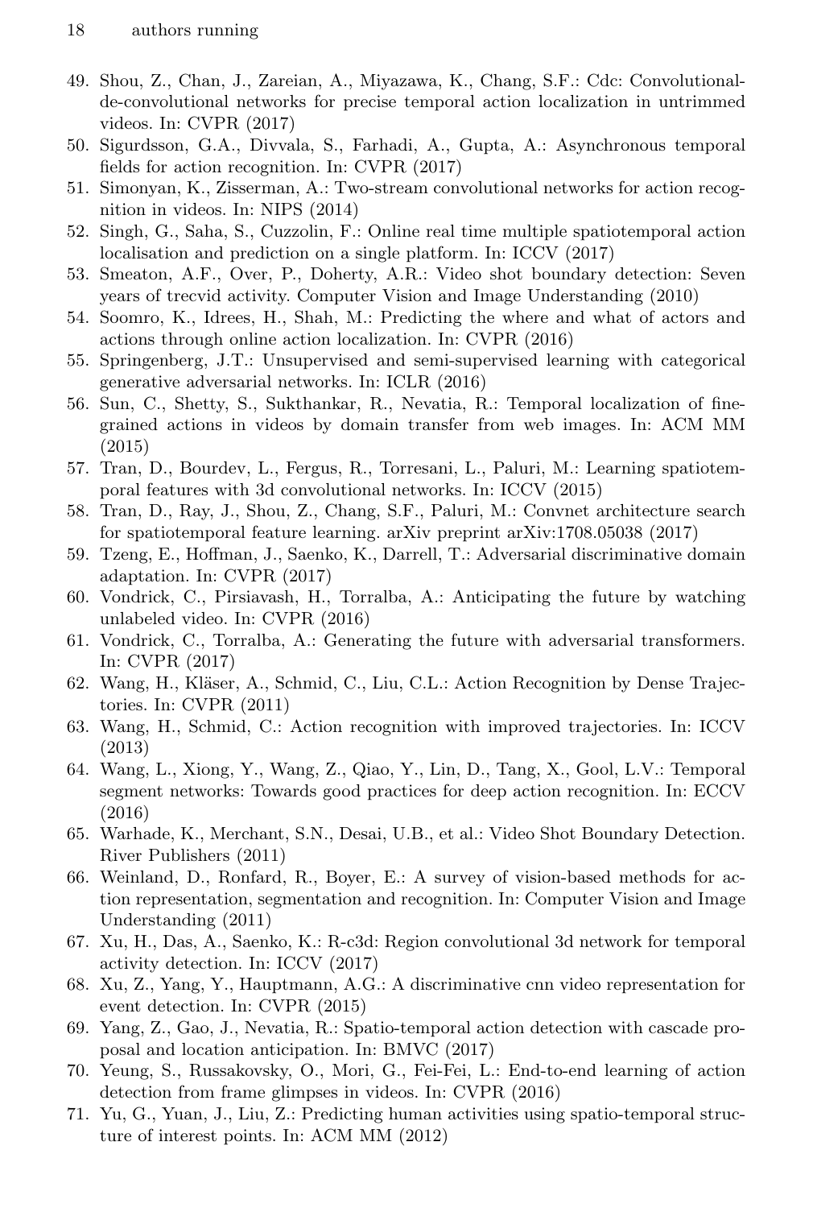49. Shou, Z., Chan, J., Zareian, A., Miyazawa, K., Chang, S.F.: Cdc: Convolutional-de-convolutional networks for precise temporal action localization in untrimmed videos. In: CVPR (2017)
50. Sigurdsson, G.A., Divvala, S., Farhadi, A., Gupta, A.: Asynchronous temporal fields for action recognition. In: CVPR (2017)
51. Simonyan, K., Zisserman, A.: Two-stream convolutional networks for action recognition in videos. In: NIPS (2014)
52. Singh, G., Saha, S., Cuzzolin, F.: Online real time multiple spatiotemporal action localisation and prediction on a single platform. In: ICCV (2017)
53. Smeaton, A.F., Over, P., Doherty, A.R.: Video shot boundary detection: Seven years of trecvid activity. Computer Vision and Image Understanding (2010)
54. Soomro, K., Idrees, H., Shah, M.: Predicting the where and what of actors and actions through online action localization. In: CVPR (2016)
55. Springenberg, J.T.: Unsupervised and semi-supervised learning with categorical generative adversarial networks. In: ICLR (2016)
56. Sun, C., Shetty, S., Sukthankar, R., Nevatia, R.: Temporal localization of fine-grained actions in videos by domain transfer from web images. In: ACM MM (2015)
57. Tran, D., Bourdev, L., Fergus, R., Torresani, L., Paluri, M.: Learning spatiotemporal features with 3d convolutional networks. In: ICCV (2015)
58. Tran, D., Ray, J., Shou, Z., Chang, S.F., Paluri, M.: Convnet architecture search for spatiotemporal feature learning. arXiv preprint arXiv:1708.05038 (2017)
59. Tzeng, E., Hoffman, J., Saenko, K., Darrell, T.: Adversarial discriminative domain adaptation. In: CVPR (2017)
60. Vondrick, C., Pirsiavash, H., Torralba, A.: Anticipating the future by watching unlabeled video. In: CVPR (2016)
61. Vondrick, C., Torralba, A.: Generating the future with adversarial transformers. In: CVPR (2017)
62. Wang, H., Kläser, A., Schmid, C., Liu, C.L.: Action Recognition by Dense Trajectories. In: CVPR (2011)
63. Wang, H., Schmid, C.: Action recognition with improved trajectories. In: ICCV (2013)
64. Wang, L., Xiong, Y., Wang, Z., Qiao, Y., Lin, D., Tang, X., Gool, L.V.: Temporal segment networks: Towards good practices for deep action recognition. In: ECCV (2016)
65. Warhade, K., Merchant, S.N., Desai, U.B., et al.: Video Shot Boundary Detection. River Publishers (2011)
66. Weinland, D., Ronfard, R., Boyer, E.: A survey of vision-based methods for action representation, segmentation and recognition. In: Computer Vision and Image Understanding (2011)
67. Xu, H., Das, A., Saenko, K.: R-c3d: Region convolutional 3d network for temporal activity detection. In: ICCV (2017)
68. Xu, Z., Yang, Y., Hauptmann, A.G.: A discriminative cnn video representation for event detection. In: CVPR (2015)
69. Yang, Z., Gao, J., Nevatia, R.: Spatio-temporal action detection with cascade proposal and location anticipation. In: BMVC (2017)
70. Yeung, S., Russakovsky, O., Mori, G., Fei-Fei, L.: End-to-end learning of action detection from frame glimpses in videos. In: CVPR (2016)
71. Yu, G., Yuan, J., Liu, Z.: Predicting human activities using spatio-temporal structure of interest points. In: ACM MM (2012)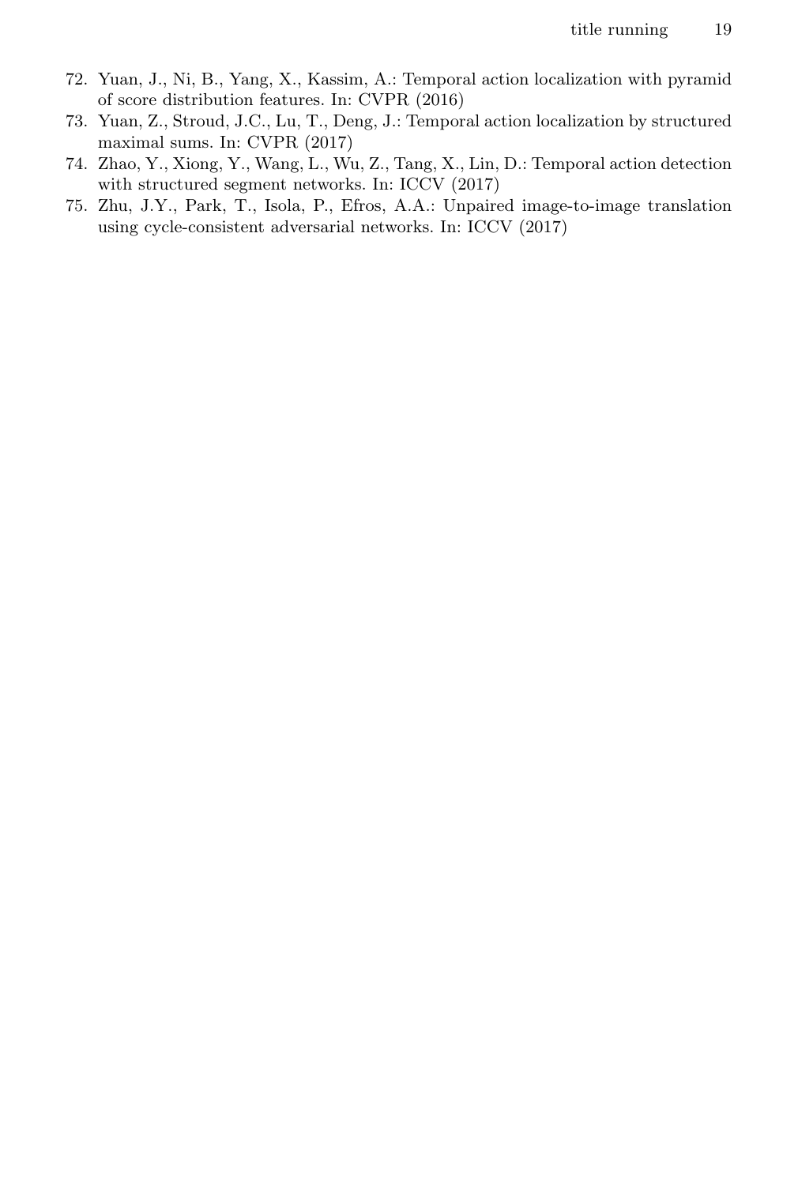72. Yuan, J., Ni, B., Yang, X., Kassim, A.: Temporal action localization with pyramid of score distribution features. In: CVPR (2016)
73. Yuan, Z., Stroud, J.C., Lu, T., Deng, J.: Temporal action localization by structured maximal sums. In: CVPR (2017)
74. Zhao, Y., Xiong, Y., Wang, L., Wu, Z., Tang, X., Lin, D.: Temporal action detection with structured segment networks. In: ICCV (2017)
75. Zhu, J.Y., Park, T., Isola, P., Efros, A.A.: Unpaired image-to-image translation using cycle-consistent adversarial networks. In: ICCV (2017)